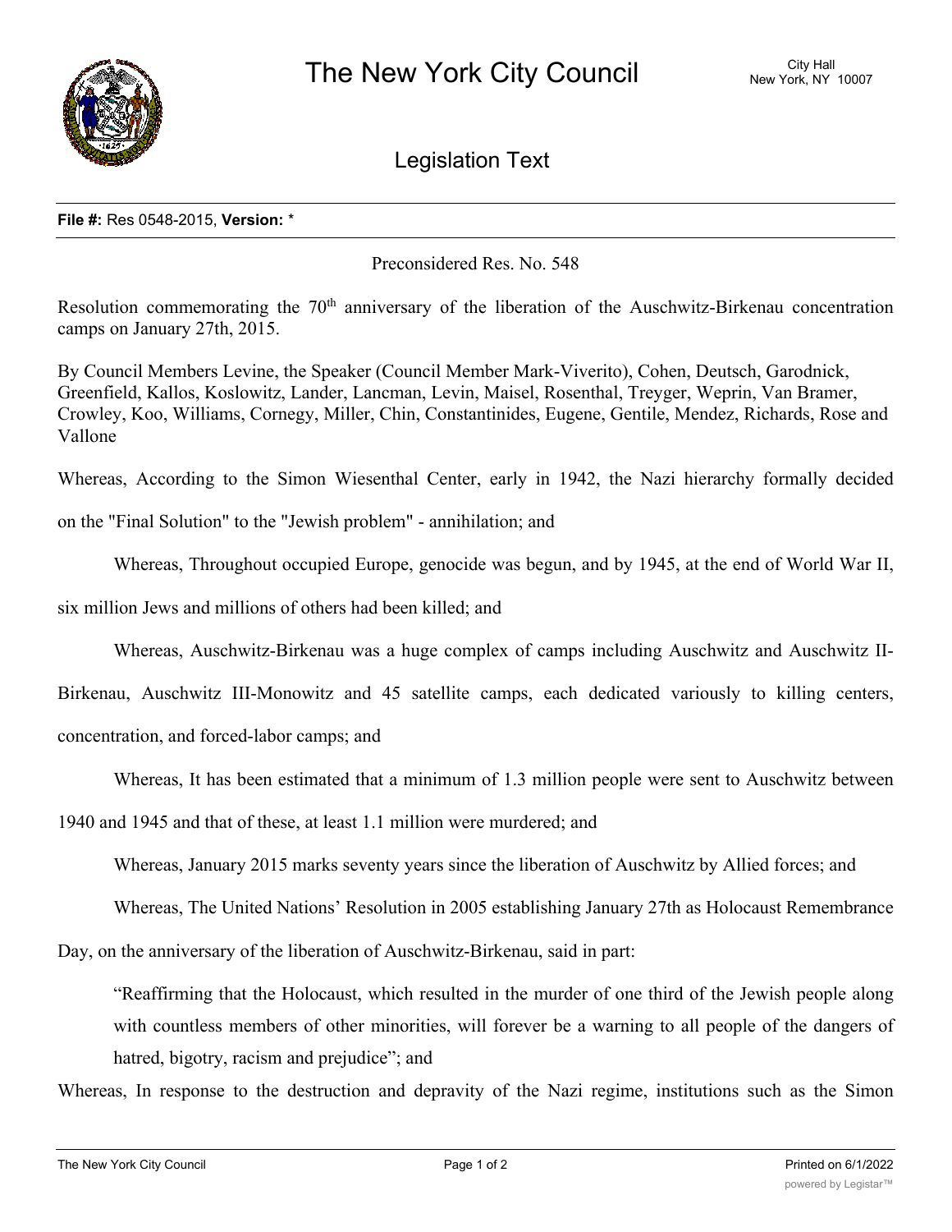# The New York City Council

City Hall
New York, NY 10007

## Legislation Text

**File #:** Res 0548-2015, **Version:** *

Preconsidered Res. No. 548

Resolution commemorating the $70^{th}$ anniversary of the liberation of the Auschwitz-Birkenau concentration camps on January 27th, 2015.

By Council Members Levine, the Speaker (Council Member Mark-Viverito), Cohen, Deutsch, Garodnick, Greenfield, Kallos, Koslowitz, Lander, Lancman, Levin, Maisel, Rosenthal, Treyger, Weprin, Van Bramer, Crowley, Koo, Williams, Cornegy, Miller, Chin, Constantinides, Eugene, Gentile, Mendez, Richards, Rose and Vallone

Whereas, According to the Simon Wiesenthal Center, early in 1942, the Nazi hierarchy formally decided on the "Final Solution" to the "Jewish problem" - annihilation; and

Whereas, Throughout occupied Europe, genocide was begun, and by 1945, at the end of World War II, six million Jews and millions of others had been killed; and

Whereas, Auschwitz-Birkenau was a huge complex of camps including Auschwitz and Auschwitz II-Birkenau, Auschwitz III-Monowitz and 45 satellite camps, each dedicated variously to killing centers, concentration, and forced-labor camps; and

Whereas, It has been estimated that a minimum of 1.3 million people were sent to Auschwitz between 1940 and 1945 and that of these, at least 1.1 million were murdered; and

Whereas, January 2015 marks seventy years since the liberation of Auschwitz by Allied forces; and

Whereas, The United Nations' Resolution in 2005 establishing January 27th as Holocaust Remembrance Day, on the anniversary of the liberation of Auschwitz-Birkenau, said in part:

> "Reaffirming that the Holocaust, which resulted in the murder of one third of the Jewish people along with countless members of other minorities, will forever be a warning to all people of the dangers of hatred, bigotry, racism and prejudice"; and

Whereas, In response to the destruction and depravity of the Nazi regime, institutions such as the Simon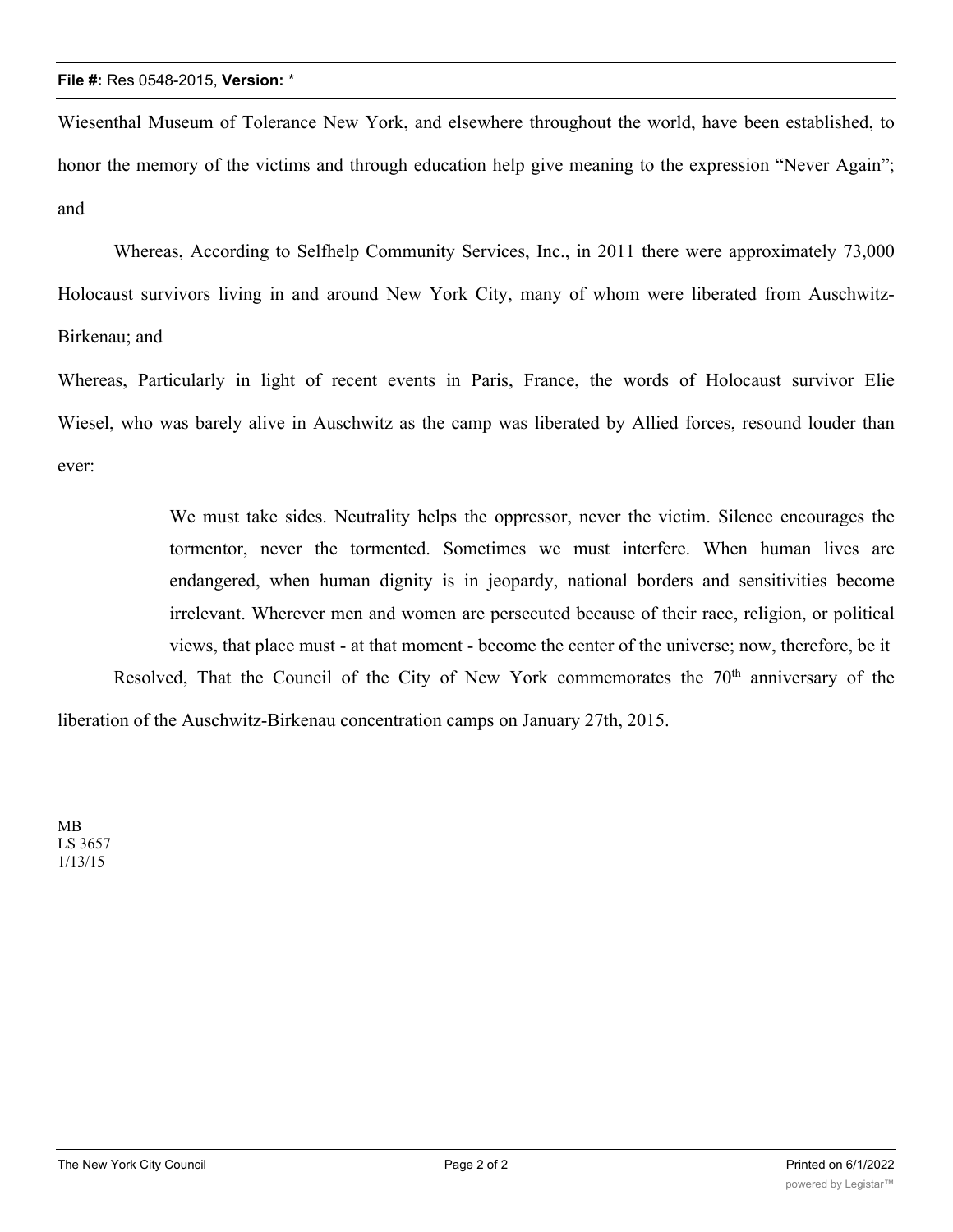Wiesenthal Museum of Tolerance New York, and elsewhere throughout the world, have been established, to honor the memory of the victims and through education help give meaning to the expression "Never Again"; and

Whereas, According to Selfhelp Community Services, Inc., in 2011 there were approximately 73,000 Holocaust survivors living in and around New York City, many of whom were liberated from Auschwitz-Birkenau; and

Whereas, Particularly in light of recent events in Paris, France, the words of Holocaust survivor Elie Wiesel, who was barely alive in Auschwitz as the camp was liberated by Allied forces, resound louder than ever:

> We must take sides. Neutrality helps the oppressor, never the victim. Silence encourages the tormentor, never the tormented. Sometimes we must interfere. When human lives are endangered, when human dignity is in jeopardy, national borders and sensitivities become irrelevant. Wherever men and women are persecuted because of their race, religion, or political views, that place must - at that moment - become the center of the universe; now, therefore, be it

Resolved, That the Council of the City of New York commemorates the 70th anniversary of the liberation of the Auschwitz-Birkenau concentration camps on January 27th, 2015.

MB
LS 3657
1/13/15